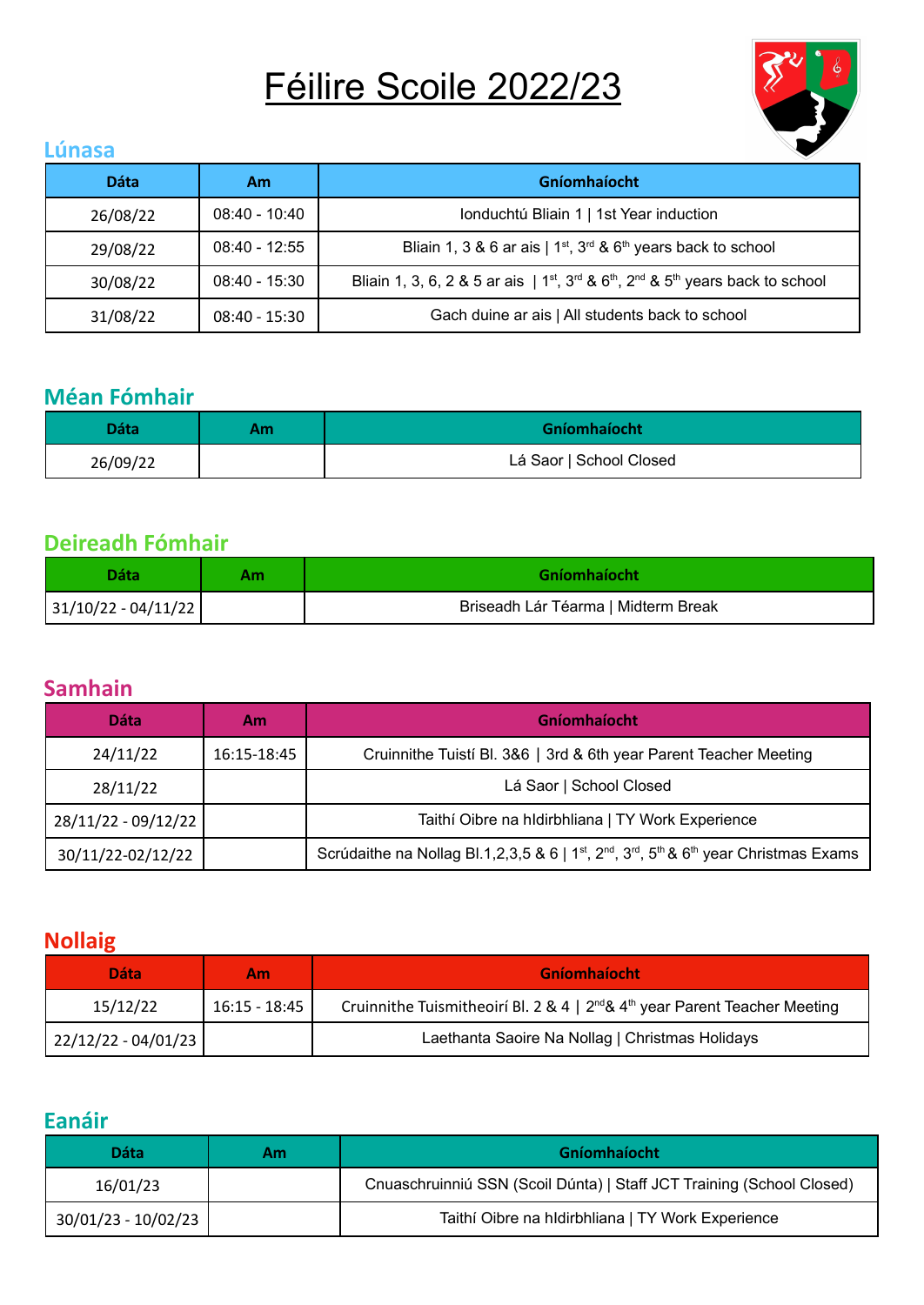# Féilire Scoile 2022/23

## Lúnasa

| Dáta | Am | Gníomhaíocht |
| --- | --- | --- |
| 26/08/22 | 08:40 - 10:40 | Ionduchtú Bliain 1 \| 1st Year induction |
| 29/08/22 | 08:40 - 12:55 | Bliain 1, 3 & 6 ar ais \| 1st, 3rd & 6th years back to school |
| 30/08/22 | 08:40 - 15:30 | Bliain 1, 3, 6, 2 & 5 ar ais \| 1st, 3rd & 6th, 2nd & 5th years back to school |
| 31/08/22 | 08:40 - 15:30 | Gach duine ar ais \| All students back to school |

## Méan Fómhair

| Dáta | Am | Gníomhaíocht |
| --- | --- | --- |
| 26/09/22 | | Lá Saor \| School Closed |

## Deireadh Fómhair

| Dáta | Am | Gníomhaíocht |
| --- | --- | --- |
| 31/10/22 - 04/11/22 | | Briseadh Lár Téarma \| Midterm Break |

## Samhain

| Dáta | Am | Gníomhaíocht |
| --- | --- | --- |
| 24/11/22 | 16:15-18:45 | Cruinnithe Tuistí Bl. 3&6 \| 3rd & 6th year Parent Teacher Meeting |
| 28/11/22 | | Lá Saor \| School Closed |
| 28/11/22 - 09/12/22 | | Taithí Oibre na hIdirbhliana \| TY Work Experience |
| 30/11/22-02/12/22 | | Scrúdaithe na Nollag Bl.1,2,3,5 & 6 \| 1st, 2nd, 3rd, 5th & 6th year Christmas Exams |

## Nollaig

| Dáta | Am | Gníomhaíocht |
| --- | --- | --- |
| 15/12/22 | 16:15 - 18:45 | Cruinnithe Tuismitheoirí Bl. 2 & 4 \| 2nd & 4th year Parent Teacher Meeting |
| 22/12/22 - 04/01/23 | | Laethanta Saoire Na Nollag \| Christmas Holidays |

## Eanáir

| Dáta | Am | Gníomhaíocht |
| --- | --- | --- |
| 16/01/23 | | Cnuaschruinniú SSN (Scoil Dúnta) \| Staff JCT Training (School Closed) |
| 30/01/23 - 10/02/23 | | Taithí Oibre na hIdirbhliana \| TY Work Experience |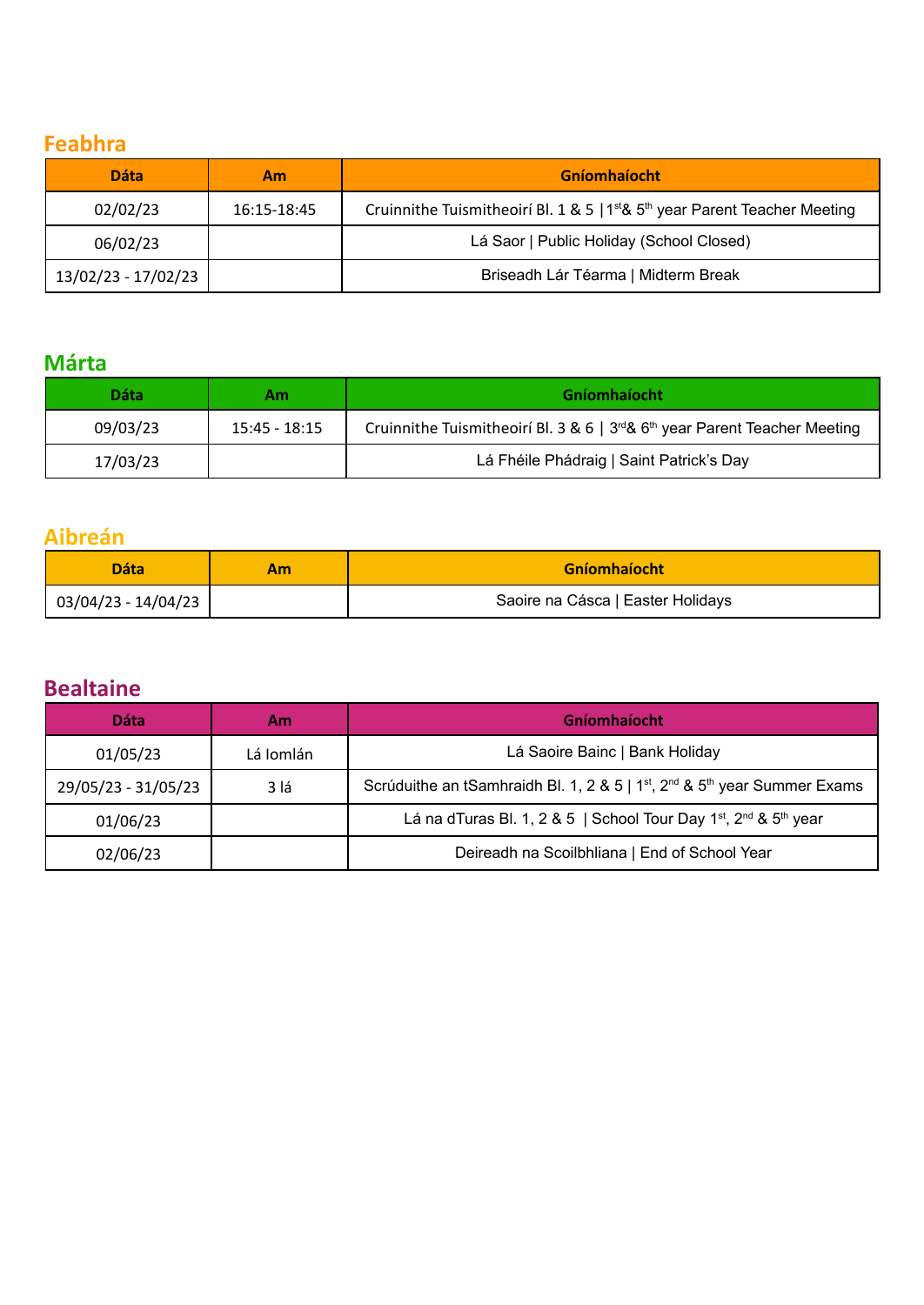## Feabhra

| Dáta | Am | Gníomhaíocht |
|---|---|---|
| 02/02/23 | 16:15-18:45 | Cruinnithe Tuismitheoirí Bl. 1 & 5 \| 1st & 5th year Parent Teacher Meeting |
| 06/02/23 | | Lá Saor \| Public Holiday (School Closed) |
| 13/02/23 - 17/02/23 | | Briseadh Lár Téarma \| Midterm Break |

## Márta

| Dáta | Am | Gníomhaíocht |
|---|---|---|
| 09/03/23 | 15:45 - 18:15 | Cruinnithe Tuismitheoirí Bl. 3 & 6 \| 3rd & 6th year Parent Teacher Meeting |
| 17/03/23 | | Lá Fhéile Phádraig \| Saint Patrick's Day |

## Aibreán

| Dáta | Am | Gníomhaíocht |
|---|---|---|
| 03/04/23 - 14/04/23 | | Saoire na Cásca \| Easter Holidays |

## Bealtaine

| Dáta | Am | Gníomhaíocht |
|---|---|---|
| 01/05/23 | Lá Iomlán | Lá Saoire Bainc \| Bank Holiday |
| 29/05/23 - 31/05/23 | 3 lá | Scrúduithe an tSamhraidh Bl. 1, 2 & 5 \| 1st, 2nd & 5th year Summer Exams |
| 01/06/23 | | Lá na dTuras Bl. 1, 2 & 5 \| School Tour Day 1st, 2nd & 5th year |
| 02/06/23 | | Deireadh na Scoilbhliana \| End of School Year |